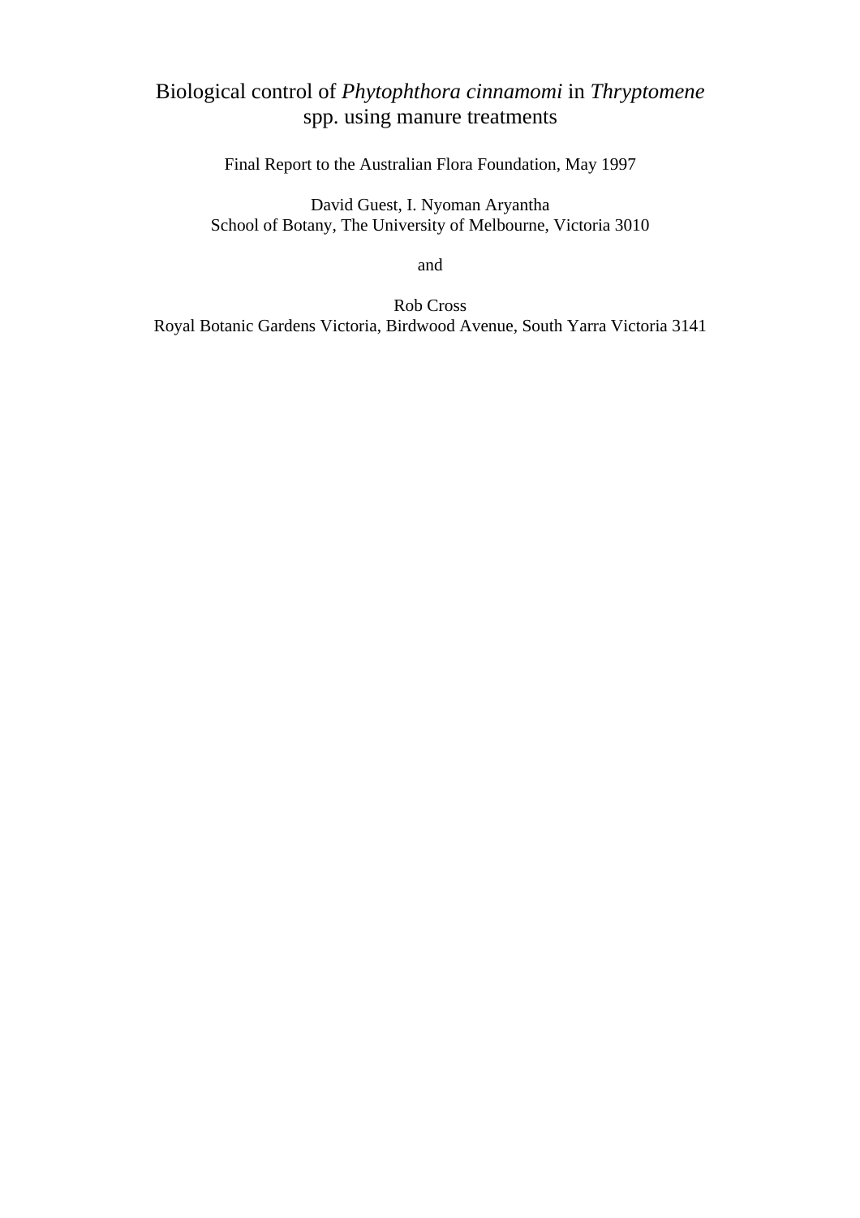# Biological control of *Phytophthora cinnamomi* in *Thryptomene* spp. using manure treatments

Final Report to the Australian Flora Foundation, May 1997

David Guest, I. Nyoman Aryantha
School of Botany, The University of Melbourne, Victoria 3010

and

Rob Cross
Royal Botanic Gardens Victoria, Birdwood Avenue, South Yarra Victoria 3141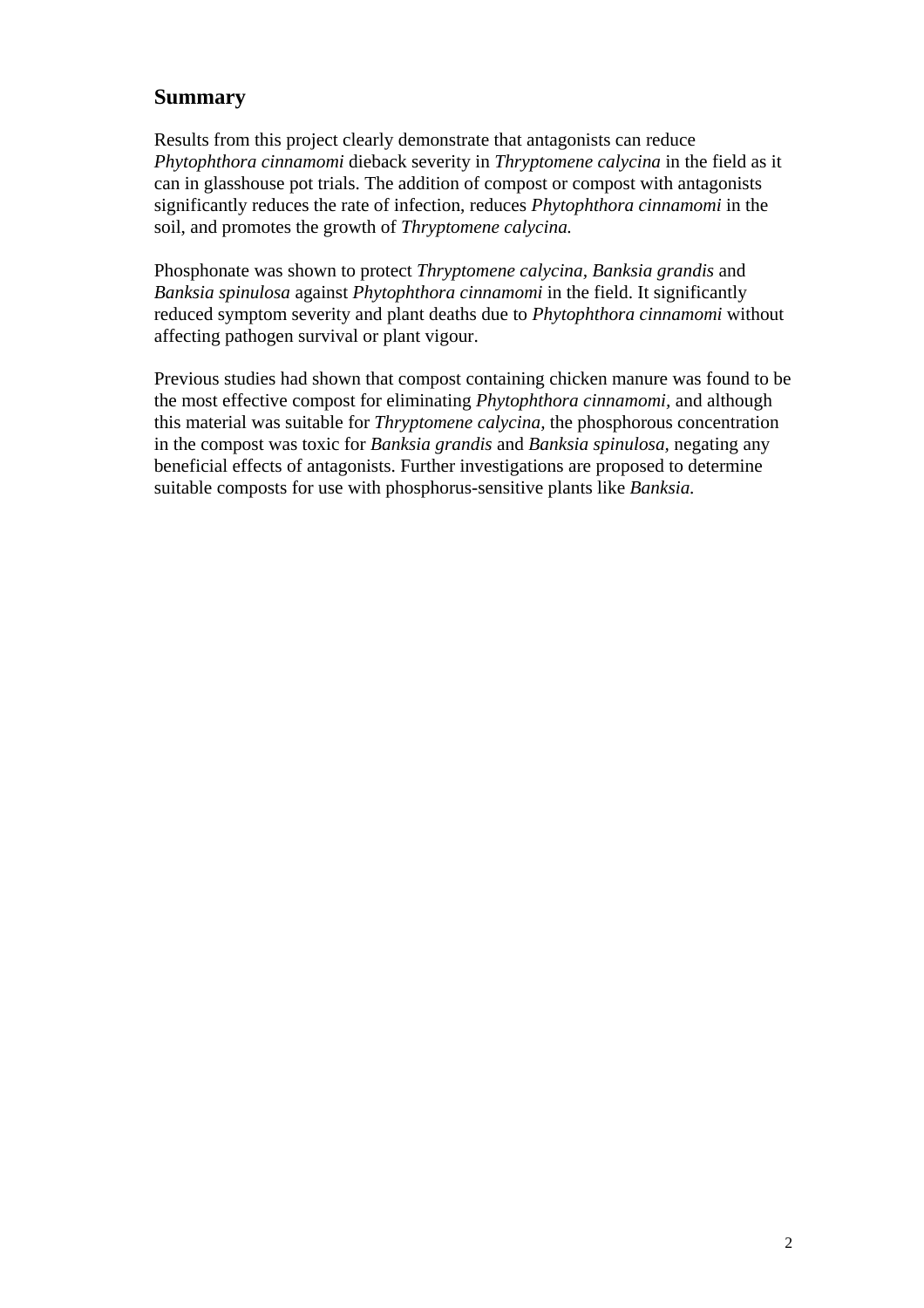## Summary

Results from this project clearly demonstrate that antagonists can reduce *Phytophthora cinnamomi* dieback severity in *Thryptomene calycina* in the field as it can in glasshouse pot trials. The addition of compost or compost with antagonists significantly reduces the rate of infection, reduces *Phytophthora cinnamomi* in the soil, and promotes the growth of *Thryptomene calycina.*

Phosphonate was shown to protect *Thryptomene calycina, Banksia grandis* and *Banksia spinulosa* against *Phytophthora cinnamomi* in the field. It significantly reduced symptom severity and plant deaths due to *Phytophthora cinnamomi* without affecting pathogen survival or plant vigour.

Previous studies had shown that compost containing chicken manure was found to be the most effective compost for eliminating *Phytophthora cinnamomi,* and although this material was suitable for *Thryptomene calycina,* the phosphorous concentration in the compost was toxic for *Banksia grandis* and *Banksia spinulosa,* negating any beneficial effects of antagonists. Further investigations are proposed to determine suitable composts for use with phosphorus-sensitive plants like *Banksia.*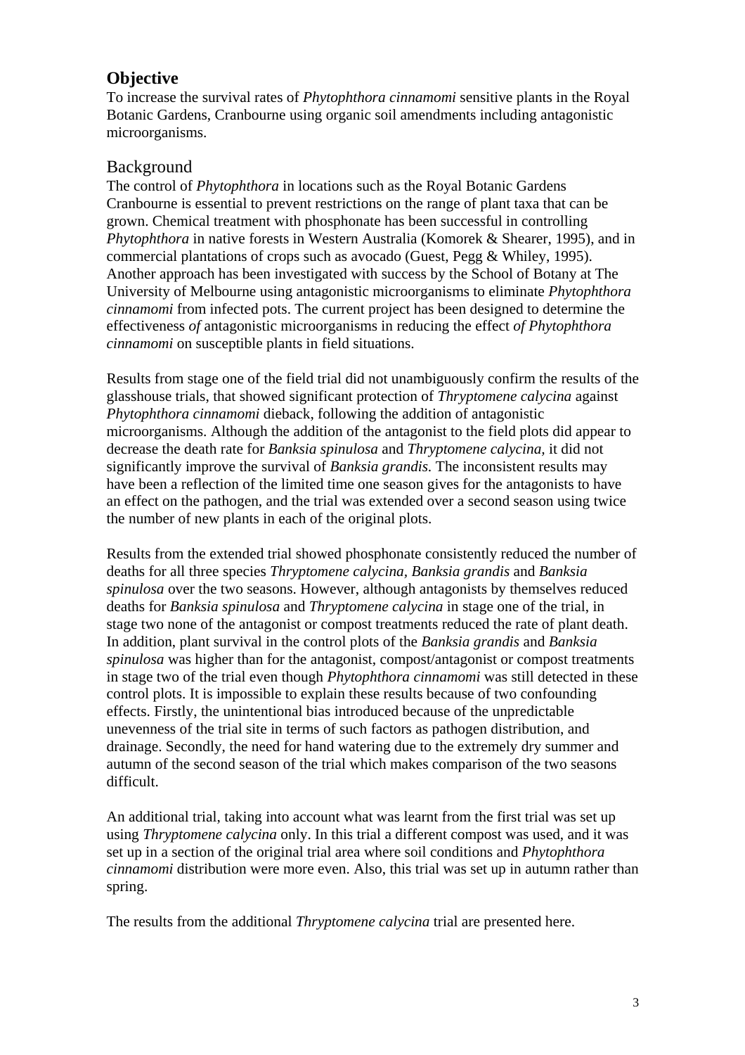## Objective

To increase the survival rates of *Phytophthora cinnamomi* sensitive plants in the Royal Botanic Gardens, Cranbourne using organic soil amendments including antagonistic microorganisms.

## Background

The control of *Phytophthora* in locations such as the Royal Botanic Gardens Cranbourne is essential to prevent restrictions on the range of plant taxa that can be grown. Chemical treatment with phosphonate has been successful in controlling *Phytophthora* in native forests in Western Australia (Komorek & Shearer, 1995), and in commercial plantations of crops such as avocado (Guest, Pegg & Whiley, 1995). Another approach has been investigated with success by the School of Botany at The University of Melbourne using antagonistic microorganisms to eliminate *Phytophthora cinnamomi* from infected pots. The current project has been designed to determine the effectiveness *of* antagonistic microorganisms in reducing the effect *of Phytophthora cinnamomi* on susceptible plants in field situations.

Results from stage one of the field trial did not unambiguously confirm the results of the glasshouse trials, that showed significant protection of *Thryptomene calycina* against *Phytophthora cinnamomi* dieback, following the addition of antagonistic microorganisms. Although the addition of the antagonist to the field plots did appear to decrease the death rate for *Banksia spinulosa* and *Thryptomene calycina,* it did not significantly improve the survival of *Banksia grandis.* The inconsistent results may have been a reflection of the limited time one season gives for the antagonists to have an effect on the pathogen, and the trial was extended over a second season using twice the number of new plants in each of the original plots.

Results from the extended trial showed phosphonate consistently reduced the number of deaths for all three species *Thryptomene calycina, Banksia grandis* and *Banksia spinulosa* over the two seasons. However, although antagonists by themselves reduced deaths for *Banksia spinulosa* and *Thryptomene calycina* in stage one of the trial, in stage two none of the antagonist or compost treatments reduced the rate of plant death. In addition, plant survival in the control plots of the *Banksia grandis* and *Banksia spinulosa* was higher than for the antagonist, compost/antagonist or compost treatments in stage two of the trial even though *Phytophthora cinnamomi* was still detected in these control plots. It is impossible to explain these results because of two confounding effects. Firstly, the unintentional bias introduced because of the unpredictable unevenness of the trial site in terms of such factors as pathogen distribution, and drainage. Secondly, the need for hand watering due to the extremely dry summer and autumn of the second season of the trial which makes comparison of the two seasons difficult.

An additional trial, taking into account what was learnt from the first trial was set up using *Thryptomene calycina* only. In this trial a different compost was used, and it was set up in a section of the original trial area where soil conditions and *Phytophthora cinnamomi* distribution were more even. Also, this trial was set up in autumn rather than spring.

The results from the additional *Thryptomene calycina* trial are presented here.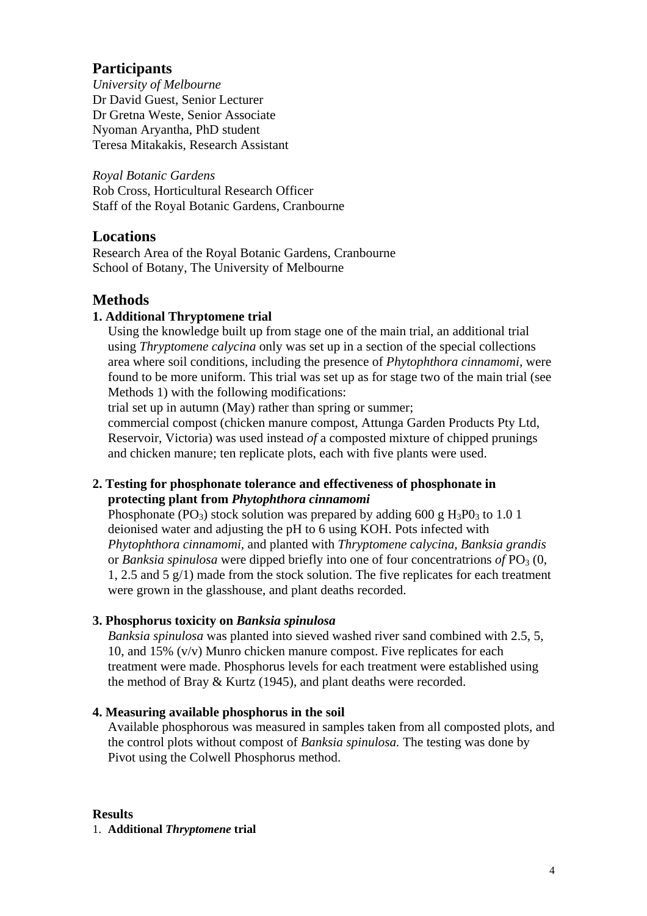## Participants

*University of Melbourne*
Dr David Guest, Senior Lecturer
Dr Gretna Weste, Senior Associate
Nyoman Aryantha, PhD student
Teresa Mitakakis, Research Assistant

*Royal Botanic Gardens*
Rob Cross, Horticultural Research Officer
Staff of the Royal Botanic Gardens, Cranbourne

## Locations

Research Area of the Royal Botanic Gardens, Cranbourne
School of Botany, The University of Melbourne

## Methods

**1. Additional Thryptomene trial**

Using the knowledge built up from stage one of the main trial, an additional trial using *Thryptomene calycina* only was set up in a section of the special collections area where soil conditions, including the presence of *Phytophthora cinnamomi,* were found to be more uniform. This trial was set up as for stage two of the main trial (see Methods 1) with the following modifications:
trial set up in autumn (May) rather than spring or summer;
commercial compost (chicken manure compost, Attunga Garden Products Pty Ltd, Reservoir, Victoria) was used instead *of* a composted mixture of chipped prunings and chicken manure; ten replicate plots, each with five plants were used.

**2. Testing for phosphonate tolerance and effectiveness of phosphonate in protecting plant from *Phytophthora cinnamomi***

Phosphonate ($PO_3$) stock solution was prepared by adding 600 g $H_3P0_3$ to 1.0 1 deionised water and adjusting the pH to 6 using KOH. Pots infected with *Phytophthora cinnamomi,* and planted with *Thryptomene calycina, Banksia grandis* or *Banksia spinulosa* were dipped briefly into one of four concentratrions *of* $PO_3$ (0, 1, 2.5 and 5 g/1) made from the stock solution. The five replicates for each treatment were grown in the glasshouse, and plant deaths recorded.

**3. Phosphorus toxicity on *Banksia spinulosa***

*Banksia spinulosa* was planted into sieved washed river sand combined with 2.5, 5, 10, and 15% (v/v) Munro chicken manure compost. Five replicates for each treatment were made. Phosphorus levels for each treatment were established using the method of Bray & Kurtz (1945), and plant deaths were recorded.

**4. Measuring available phosphorus in the soil**

Available phosphorous was measured in samples taken from all composted plots, and the control plots without compost of *Banksia spinulosa.* The testing was done by Pivot using the Colwell Phosphorus method.

**Results**

1. **Additional *Thryptomene* trial**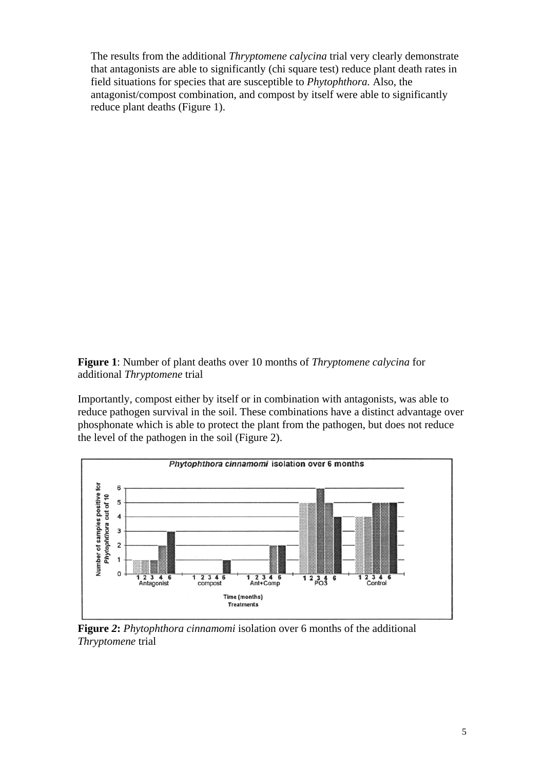The results from the additional *Thryptomene calycina* trial very clearly demonstrate that antagonists are able to significantly (chi square test) reduce plant death rates in field situations for species that are susceptible to *Phytophthora.* Also, the antagonist/compost combination, and compost by itself were able to significantly reduce plant deaths (Figure 1).

**Figure 1**: Number of plant deaths over 10 months of *Thryptomene calycina* for additional *Thryptomene* trial

Importantly, compost either by itself or in combination with antagonists, was able to reduce pathogen survival in the soil. These combinations have a distinct advantage over phosphonate which is able to protect the plant from the pathogen, but does not reduce the level of the pathogen in the soil (Figure 2).

**Figure 2:** *Phytophthora cinnamomi* isolation over 6 months of the additional *Thryptomene* trial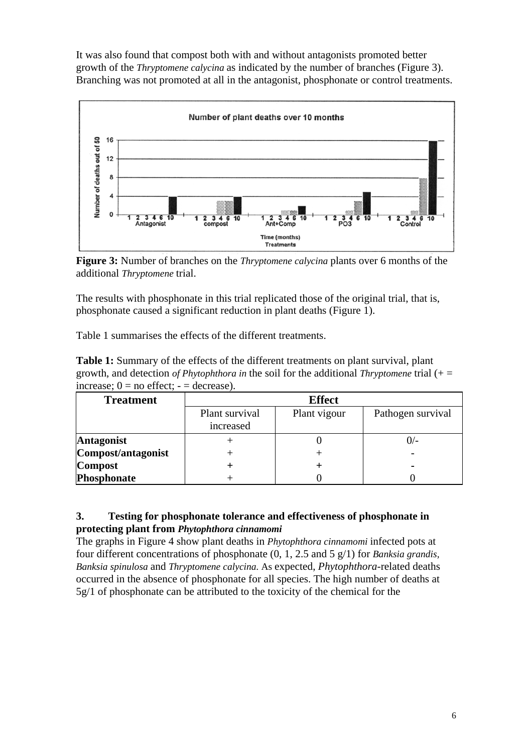It was also found that compost both with and without antagonists promoted better growth of the *Thryptomene calycina* as indicated by the number of branches (Figure 3). Branching was not promoted at all in the antagonist, phosphonate or control treatments.

**Figure 3:** Number of branches on the *Thryptomene calycina* plants over 6 months of the additional *Thryptomene* trial.

The results with phosphonate in this trial replicated those of the original trial, that is, phosphonate caused a significant reduction in plant deaths (Figure 1).

Table 1 summarises the effects of the different treatments.

**Table 1:** Summary of the effects of the different treatments on plant survival, plant growth, and detection *of Phytophthora in* the soil for the additional *Thryptomene* trial (+ = increase; 0 = no effect; - = decrease).

| Treatment | Effect | | |
|---|---|---|---|
| | Plant survival increased | Plant vigour | Pathogen survival |
| **Antagonist** | + | 0 | 0/- |
| **Compost/antagonist** | + | + | - |
| **Compost** | + | + | - |
| **Phosphonate** | + | 0 | 0 |

### 3. Testing for phosphonate tolerance and effectiveness of phosphonate in protecting plant from *Phytophthora cinnamomi*

The graphs in Figure 4 show plant deaths in *Phytophthora cinnamomi* infected pots at four different concentrations of phosphonate (0, 1, 2.5 and 5 g/1) for *Banksia grandis, Banksia spinulosa* and *Thryptomene calycina*. As expected, *Phytophthora*-related deaths occurred in the absence of phosphonate for all species. The high number of deaths at 5g/1 of phosphonate can be attributed to the toxicity of the chemical for the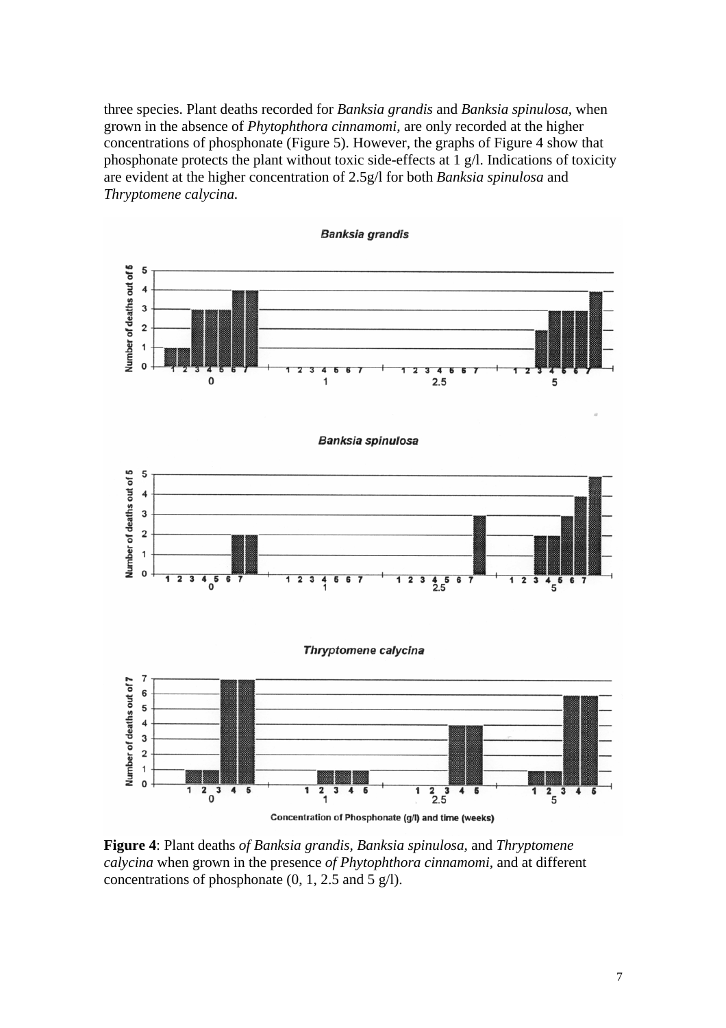three species. Plant deaths recorded for *Banksia grandis* and *Banksia spinulosa*, when grown in the absence of *Phytophthora cinnamomi,* are only recorded at the higher concentrations of phosphonate (Figure 5). However, the graphs of Figure 4 show that phosphonate protects the plant without toxic side-effects at 1 g/l. Indications of toxicity are evident at the higher concentration of 2.5g/l for both *Banksia spinulosa* and *Thryptomene calycina.*

**Figure 4**: Plant deaths *of Banksia grandis, Banksia spinulosa,* and *Thryptomene calycina* when grown in the presence *of Phytophthora cinnamomi,* and at different concentrations of phosphonate (0, 1, 2.5 and 5 g/l).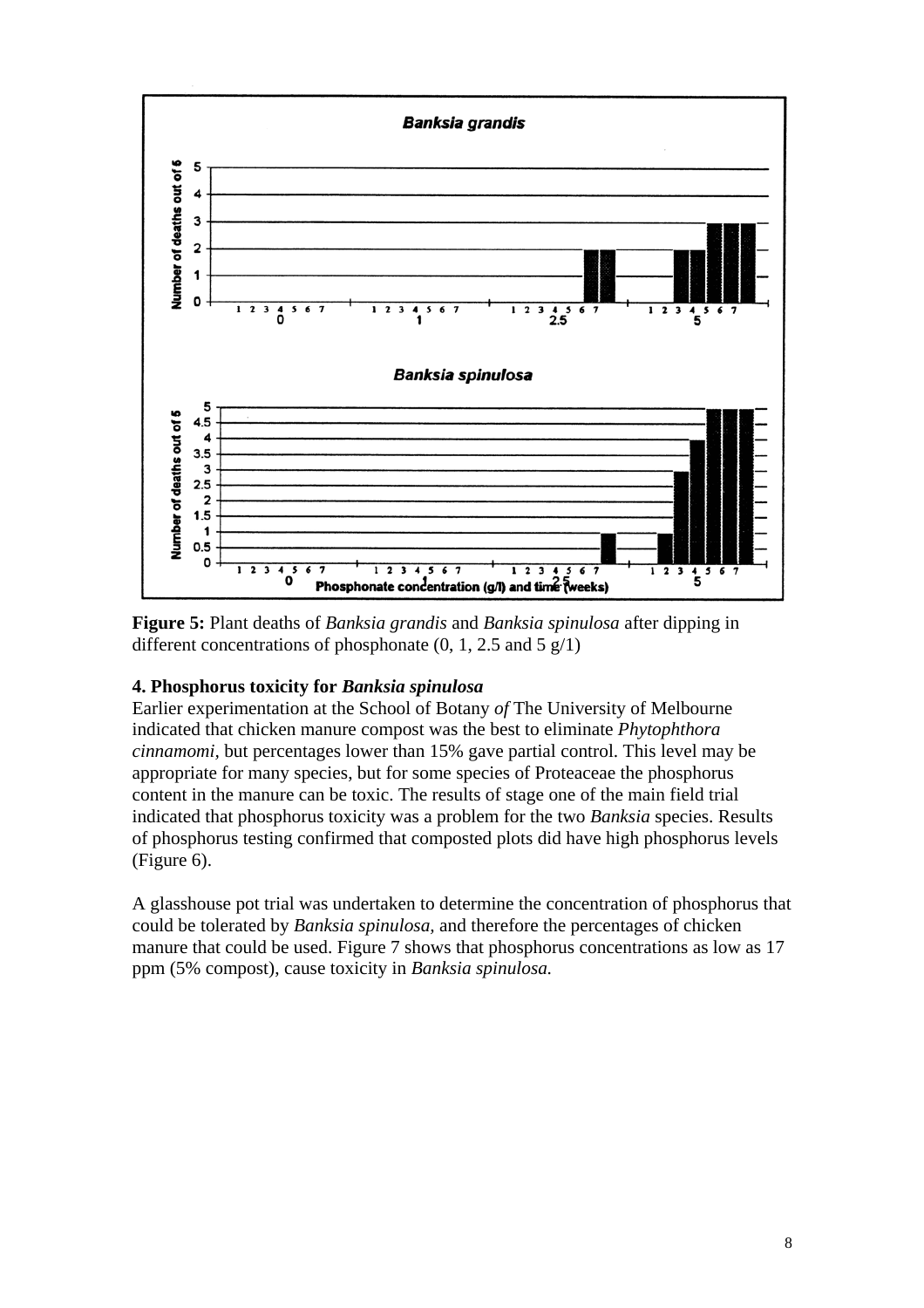**Figure 5:** Plant deaths of *Banksia grandis* and *Banksia spinulosa* after dipping in different concentrations of phosphonate (0, 1, 2.5 and 5 g/1)

**4. Phosphorus toxicity for *Banksia spinulosa***

Earlier experimentation at the School of Botany *of* The University of Melbourne indicated that chicken manure compost was the best to eliminate *Phytophthora cinnamomi,* but percentages lower than 15% gave partial control. This level may be appropriate for many species, but for some species of Proteaceae the phosphorus content in the manure can be toxic. The results of stage one of the main field trial indicated that phosphorus toxicity was a problem for the two *Banksia* species. Results of phosphorus testing confirmed that composted plots did have high phosphorus levels (Figure 6).

A glasshouse pot trial was undertaken to determine the concentration of phosphorus that could be tolerated by *Banksia spinulosa,* and therefore the percentages of chicken manure that could be used. Figure 7 shows that phosphorus concentrations as low as 17 ppm (5% compost), cause toxicity in *Banksia spinulosa.*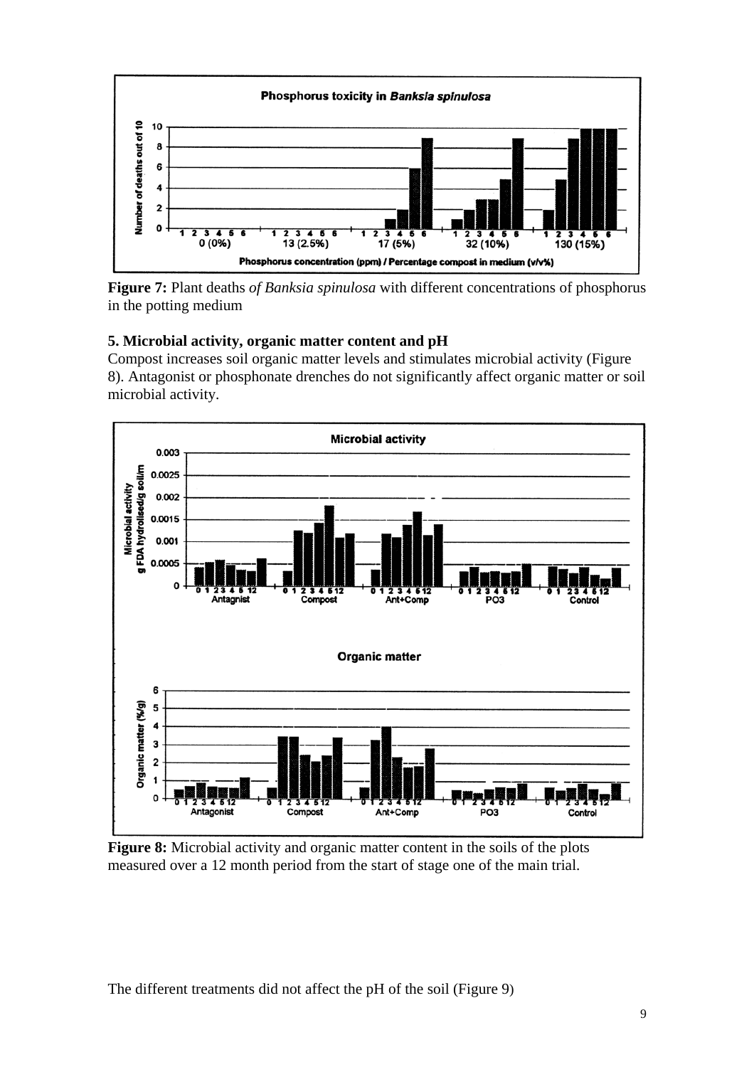**Figure 7:** Plant deaths *of Banksia spinulosa* with different concentrations of phosphorus in the potting medium

**5. Microbial activity, organic matter content and pH**

Compost increases soil organic matter levels and stimulates microbial activity (Figure 8). Antagonist or phosphonate drenches do not significantly affect organic matter or soil microbial activity.

**Figure 8:** Microbial activity and organic matter content in the soils of the plots measured over a 12 month period from the start of stage one of the main trial.

The different treatments did not affect the pH of the soil (Figure 9)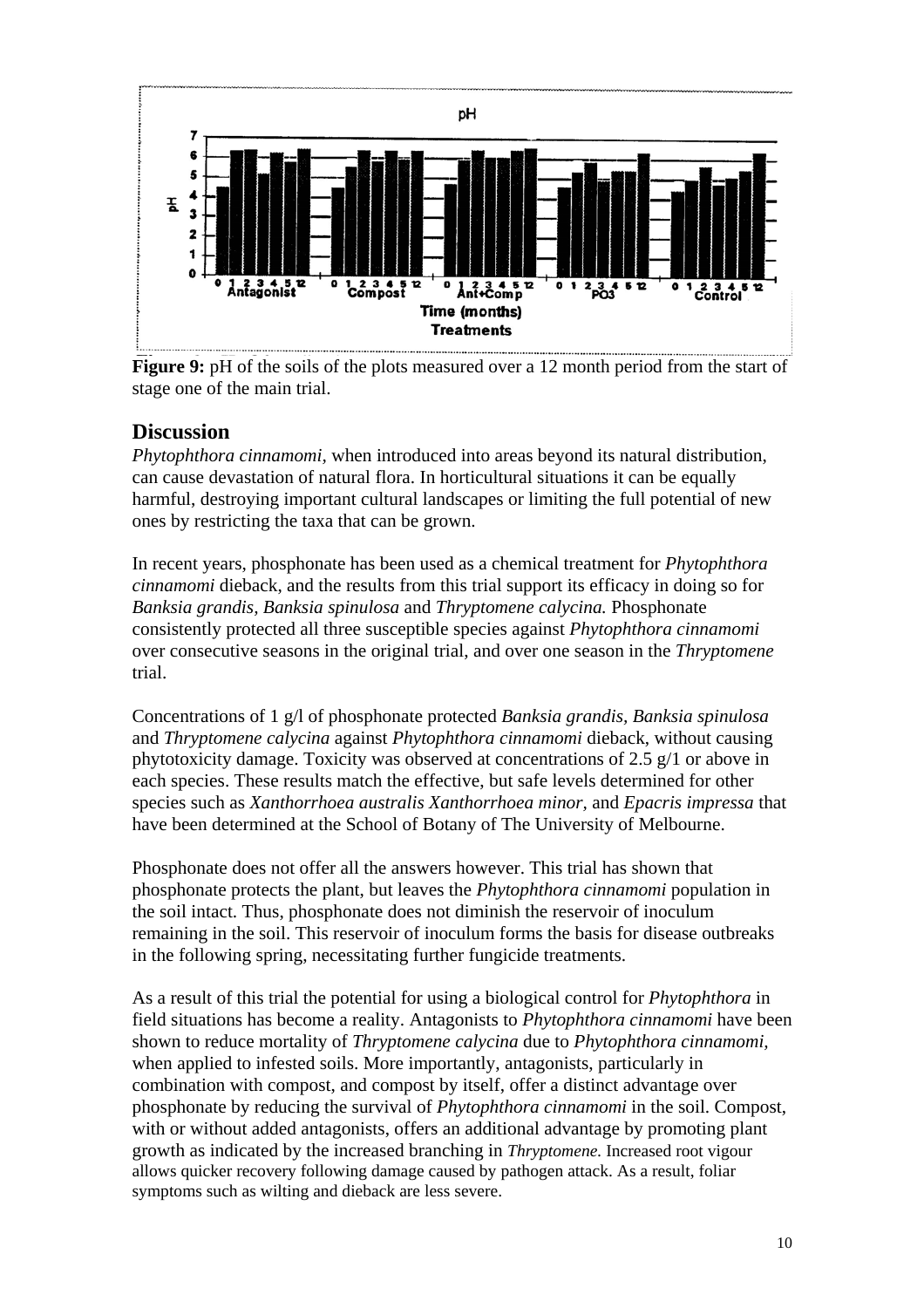**Figure 9:** pH of the soils of the plots measured over a 12 month period from the start of stage one of the main trial.

## Discussion

*Phytophthora cinnamomi,* when introduced into areas beyond its natural distribution, can cause devastation of natural flora. In horticultural situations it can be equally harmful, destroying important cultural landscapes or limiting the full potential of new ones by restricting the taxa that can be grown.

In recent years, phosphonate has been used as a chemical treatment for *Phytophthora cinnamomi* dieback, and the results from this trial support its efficacy in doing so for *Banksia grandis, Banksia spinulosa* and *Thryptomene calycina.* Phosphonate consistently protected all three susceptible species against *Phytophthora cinnamomi* over consecutive seasons in the original trial, and over one season in the *Thryptomene* trial.

Concentrations of 1 g/l of phosphonate protected *Banksia grandis, Banksia spinulosa* and *Thryptomene calycina* against *Phytophthora cinnamomi* dieback, without causing phytotoxicity damage. Toxicity was observed at concentrations of 2.5 g/1 or above in each species. These results match the effective, but safe levels determined for other species such as *Xanthorrhoea australis Xanthorrhoea minor,* and *Epacris impressa* that have been determined at the School of Botany of The University of Melbourne.

Phosphonate does not offer all the answers however. This trial has shown that phosphonate protects the plant, but leaves the *Phytophthora cinnamomi* population in the soil intact. Thus, phosphonate does not diminish the reservoir of inoculum remaining in the soil. This reservoir of inoculum forms the basis for disease outbreaks in the following spring, necessitating further fungicide treatments.

As a result of this trial the potential for using a biological control for *Phytophthora* in field situations has become a reality. Antagonists to *Phytophthora cinnamomi* have been shown to reduce mortality of *Thryptomene calycina* due to *Phytophthora cinnamomi,* when applied to infested soils. More importantly, antagonists, particularly in combination with compost, and compost by itself, offer a distinct advantage over phosphonate by reducing the survival of *Phytophthora cinnamomi* in the soil. Compost, with or without added antagonists, offers an additional advantage by promoting plant growth as indicated by the increased branching in *Thryptomene.* Increased root vigour allows quicker recovery following damage caused by pathogen attack. As a result, foliar symptoms such as wilting and dieback are less severe.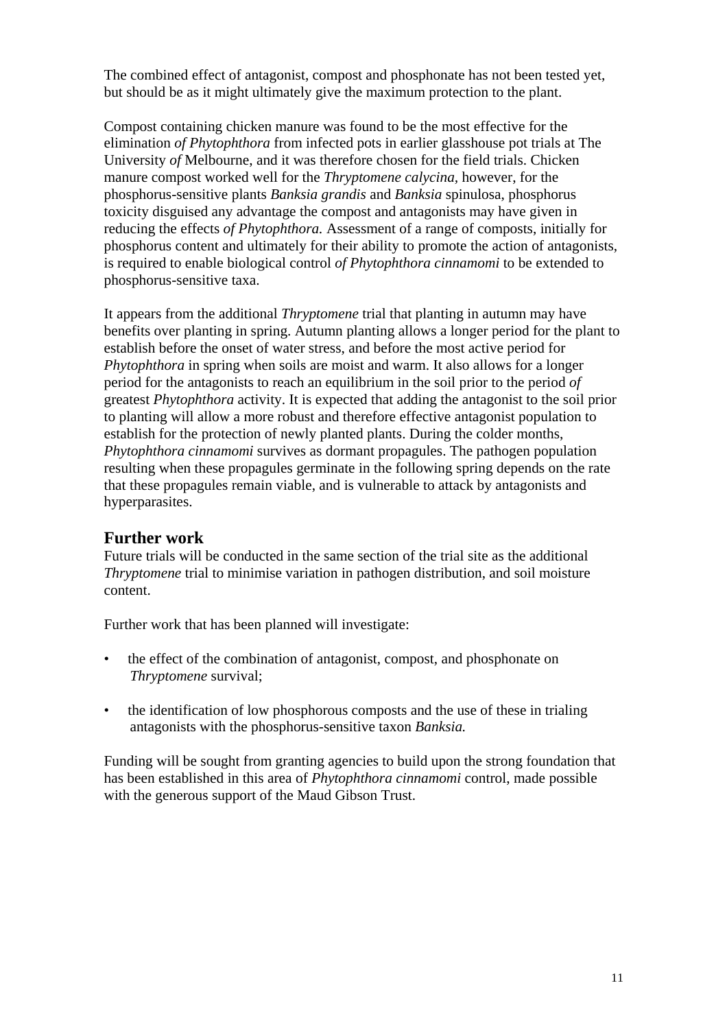The combined effect of antagonist, compost and phosphonate has not been tested yet, but should be as it might ultimately give the maximum protection to the plant.

Compost containing chicken manure was found to be the most effective for the elimination *of Phytophthora* from infected pots in earlier glasshouse pot trials at The University *of* Melbourne, and it was therefore chosen for the field trials. Chicken manure compost worked well for the *Thryptomene calycina*, however, for the phosphorus-sensitive plants *Banksia grandis* and *Banksia* spinulosa, phosphorus toxicity disguised any advantage the compost and antagonists may have given in reducing the effects *of Phytophthora.* Assessment of a range of composts, initially for phosphorus content and ultimately for their ability to promote the action of antagonists, is required to enable biological control *of Phytophthora cinnamomi* to be extended to phosphorus-sensitive taxa.

It appears from the additional *Thryptomene* trial that planting in autumn may have benefits over planting in spring. Autumn planting allows a longer period for the plant to establish before the onset of water stress, and before the most active period for *Phytophthora* in spring when soils are moist and warm. It also allows for a longer period for the antagonists to reach an equilibrium in the soil prior to the period *of* greatest *Phytophthora* activity. It is expected that adding the antagonist to the soil prior to planting will allow a more robust and therefore effective antagonist population to establish for the protection of newly planted plants. During the colder months, *Phytophthora cinnamomi* survives as dormant propagules. The pathogen population resulting when these propagules germinate in the following spring depends on the rate that these propagules remain viable, and is vulnerable to attack by antagonists and hyperparasites.

## Further work

Future trials will be conducted in the same section of the trial site as the additional *Thryptomene* trial to minimise variation in pathogen distribution, and soil moisture content.

Further work that has been planned will investigate:

- the effect of the combination of antagonist, compost, and phosphonate on *Thryptomene* survival;
- the identification of low phosphorous composts and the use of these in trialing antagonists with the phosphorus-sensitive taxon *Banksia.*

Funding will be sought from granting agencies to build upon the strong foundation that has been established in this area of *Phytophthora cinnamomi* control, made possible with the generous support of the Maud Gibson Trust.